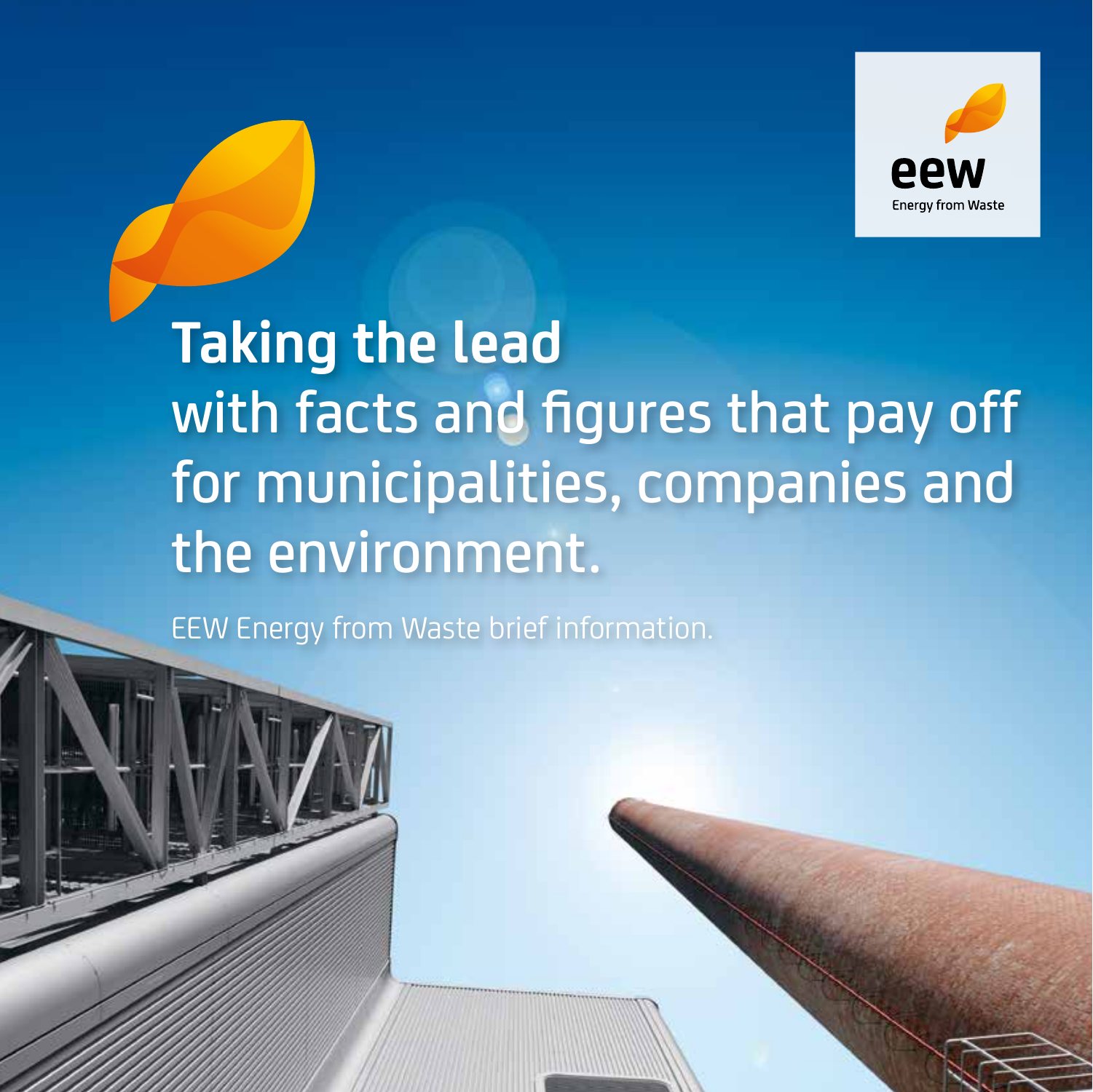eew
Energy from Waste

# Taking the lead

with facts and figures that pay off for municipalities, companies and the environment.

EEW Energy from Waste brief information.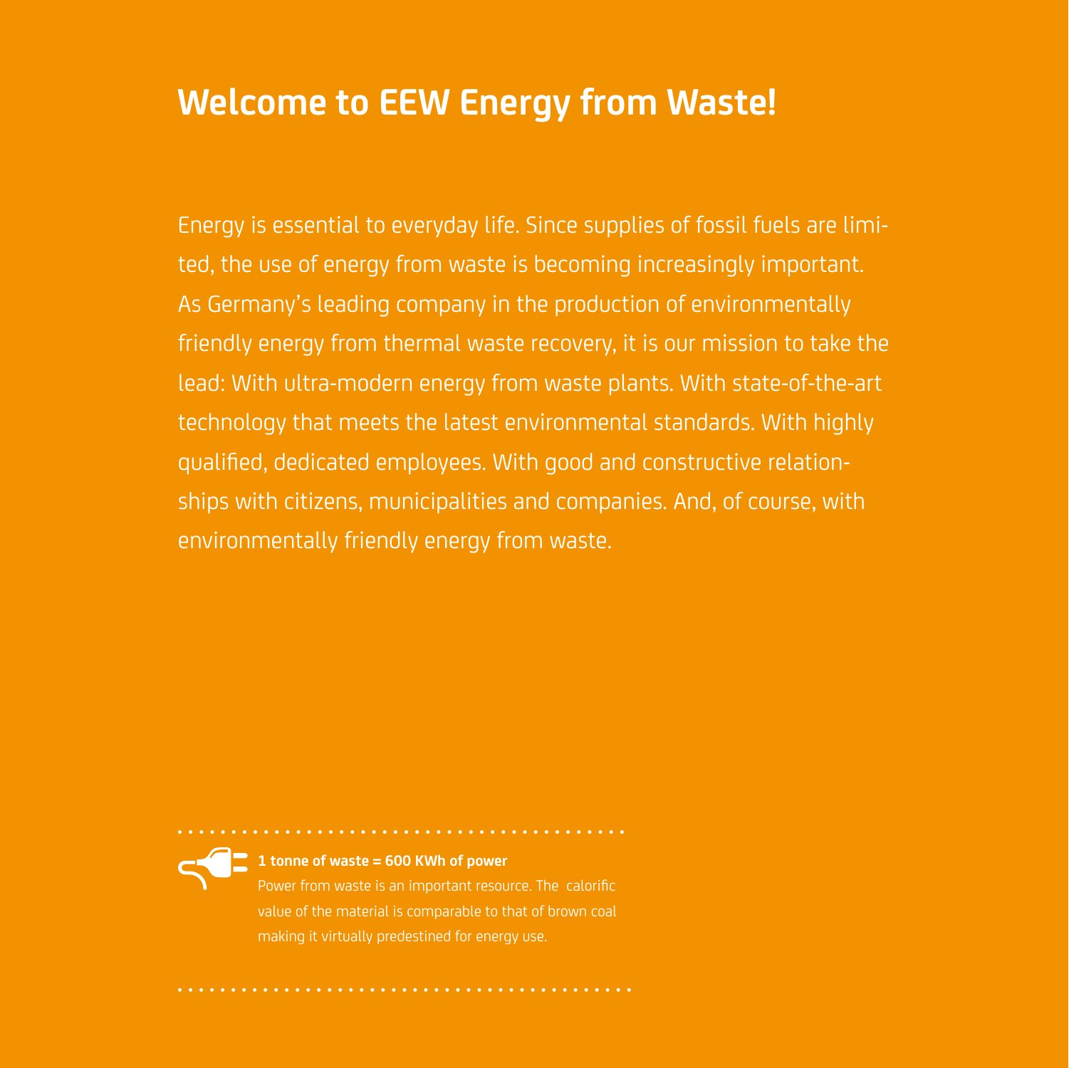# Welcome to EEW Energy from Waste!

Energy is essential to everyday life. Since supplies of fossil fuels are limited, the use of energy from waste is becoming increasingly important. As Germany's leading company in the production of environmentally friendly energy from thermal waste recovery, it is our mission to take the lead: With ultra-modern energy from waste plants. With state-of-the-art technology that meets the latest environmental standards. With highly qualified, dedicated employees. With good and constructive relationships with citizens, municipalities and companies. And, of course, with environmentally friendly energy from waste.

**1 tonne of waste = 600 KWh of power**

Power from waste is an important resource. The calorific value of the material is comparable to that of brown coal making it virtually predestined for energy use.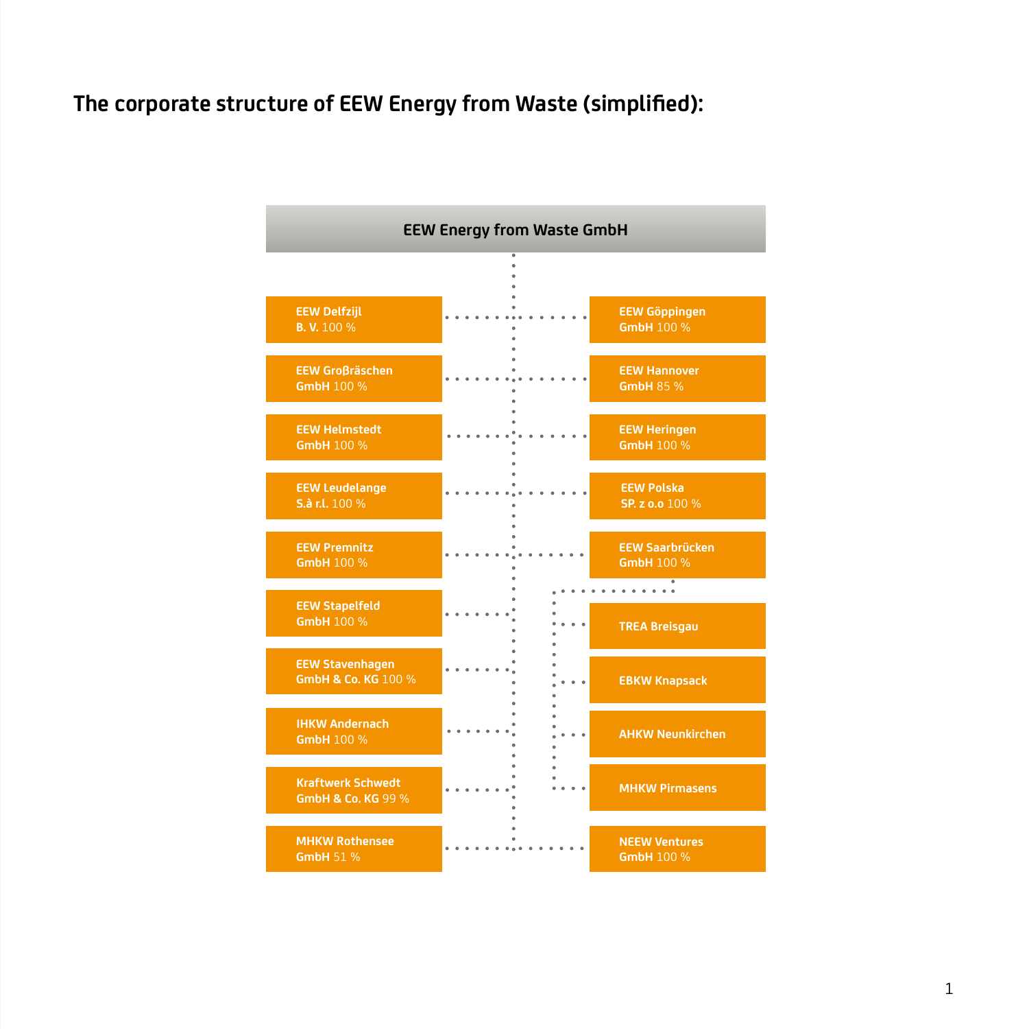# The corporate structure of EEW Energy from Waste (simplified):

**EEW Energy from Waste GmbH**

- **EEW Delfzijl B. V.** 100 %
- **EEW Großräschen GmbH** 100 %
- **EEW Helmstedt GmbH** 100 %
- **EEW Leudelange S.à r.l.** 100 %
- **EEW Premnitz GmbH** 100 %
- **EEW Stapelfeld GmbH** 100 %
- **EEW Stavenhagen GmbH & Co. KG** 100 %
- **IHKW Andernach GmbH** 100 %
- **Kraftwerk Schwedt GmbH & Co. KG** 99 %
- **MHKW Rothensee GmbH** 51 %
- **EEW Göppingen GmbH** 100 %
- **EEW Hannover GmbH** 85 %
- **EEW Heringen GmbH** 100 %
- **EEW Polska SP. z o.o** 100 %
- **EEW Saarbrücken GmbH** 100 %
  - **TREA Breisgau**
  - **EBKW Knapsack**
  - **AHKW Neunkirchen**
  - **MHKW Pirmasens**
- **NEEW Ventures GmbH** 100 %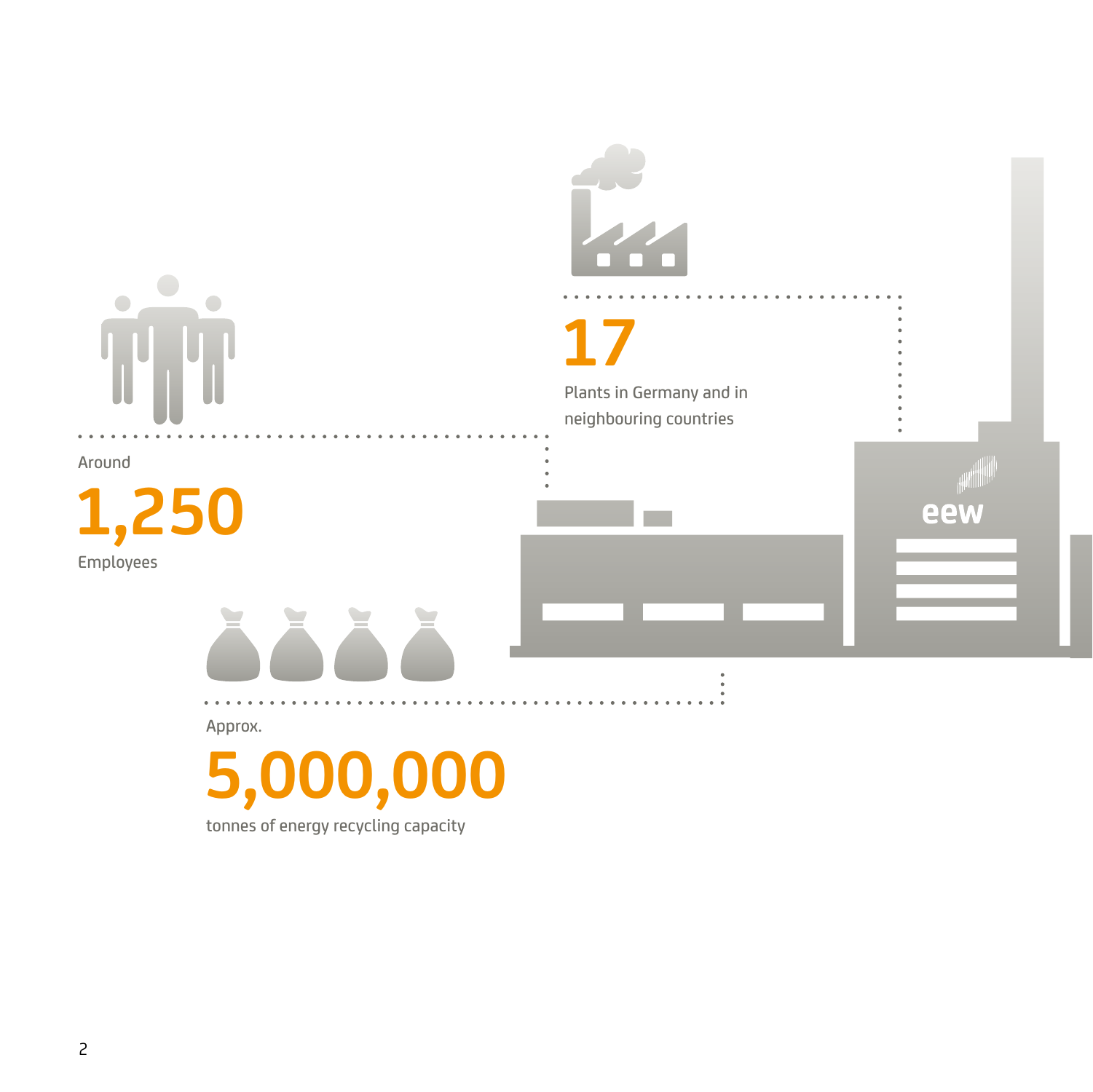**17**

Plants in Germany and in neighbouring countries

Around

**1,250**

Employees

Approx.

**5,000,000**

tonnes of energy recycling capacity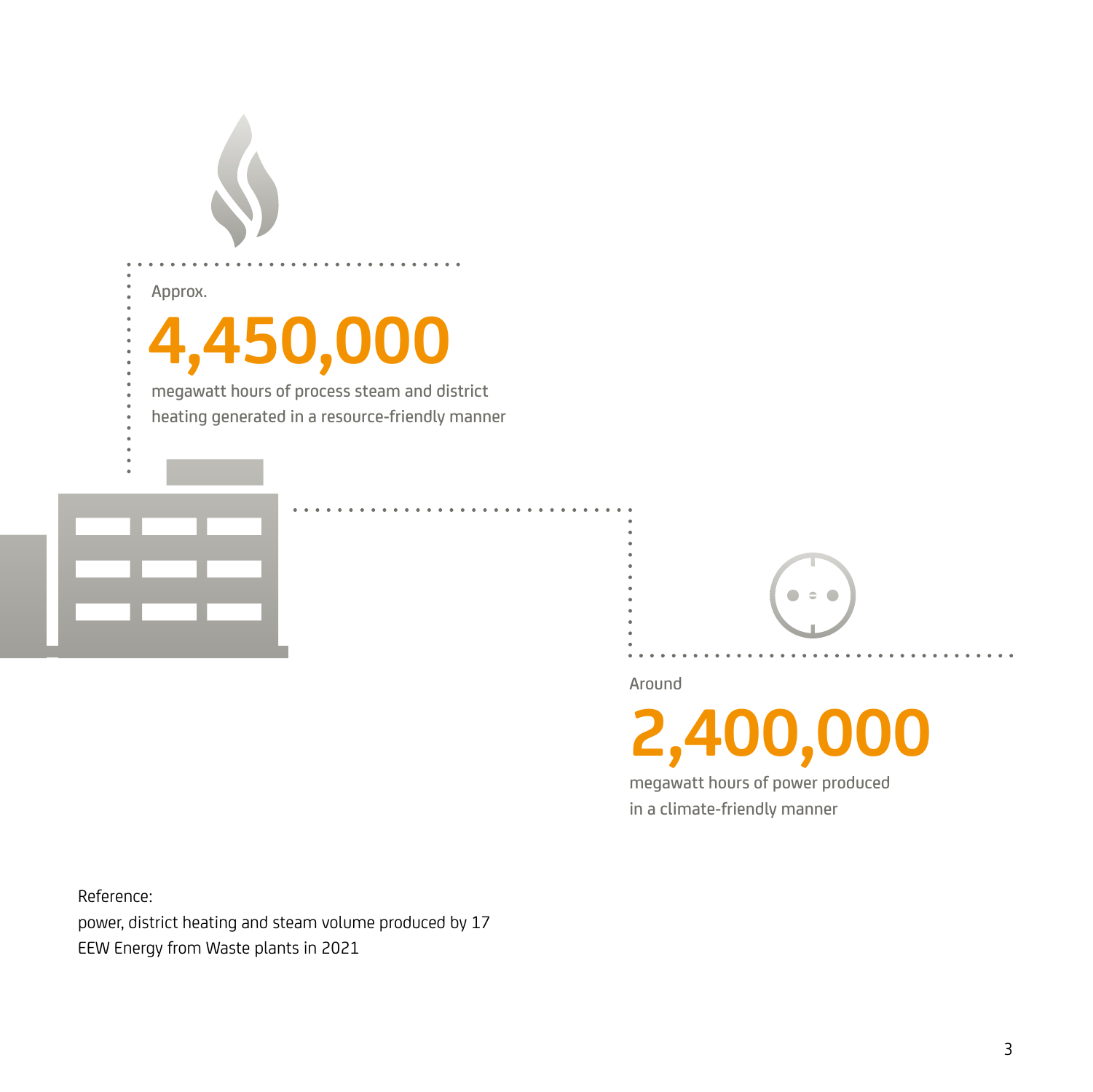Approx.

**4,450,000**

megawatt hours of process steam and district heating generated in a resource-friendly manner

Around

**2,400,000**

megawatt hours of power produced in a climate-friendly manner

Reference:
power, district heating and steam volume produced by 17 EEW Energy from Waste plants in 2021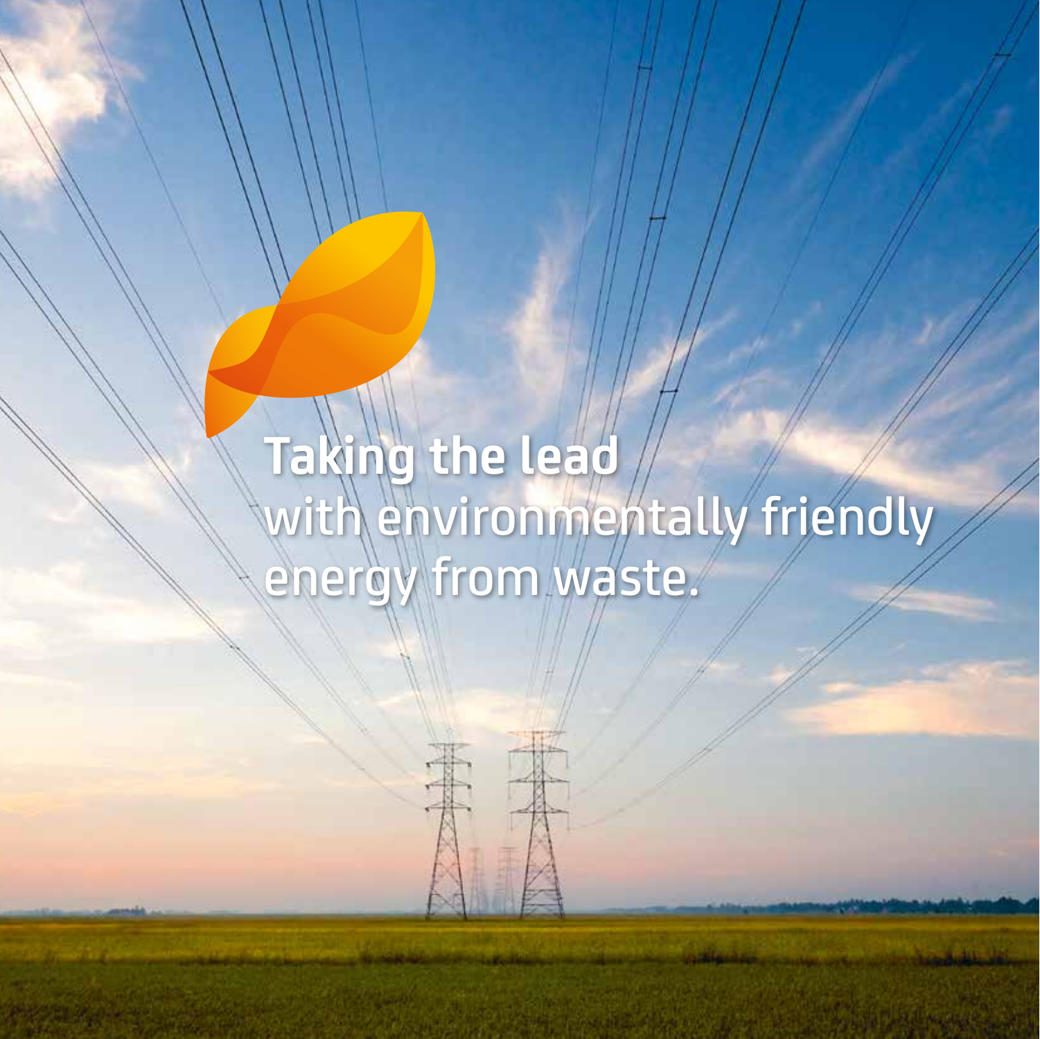**Taking the lead**
with environmentally friendly energy from waste.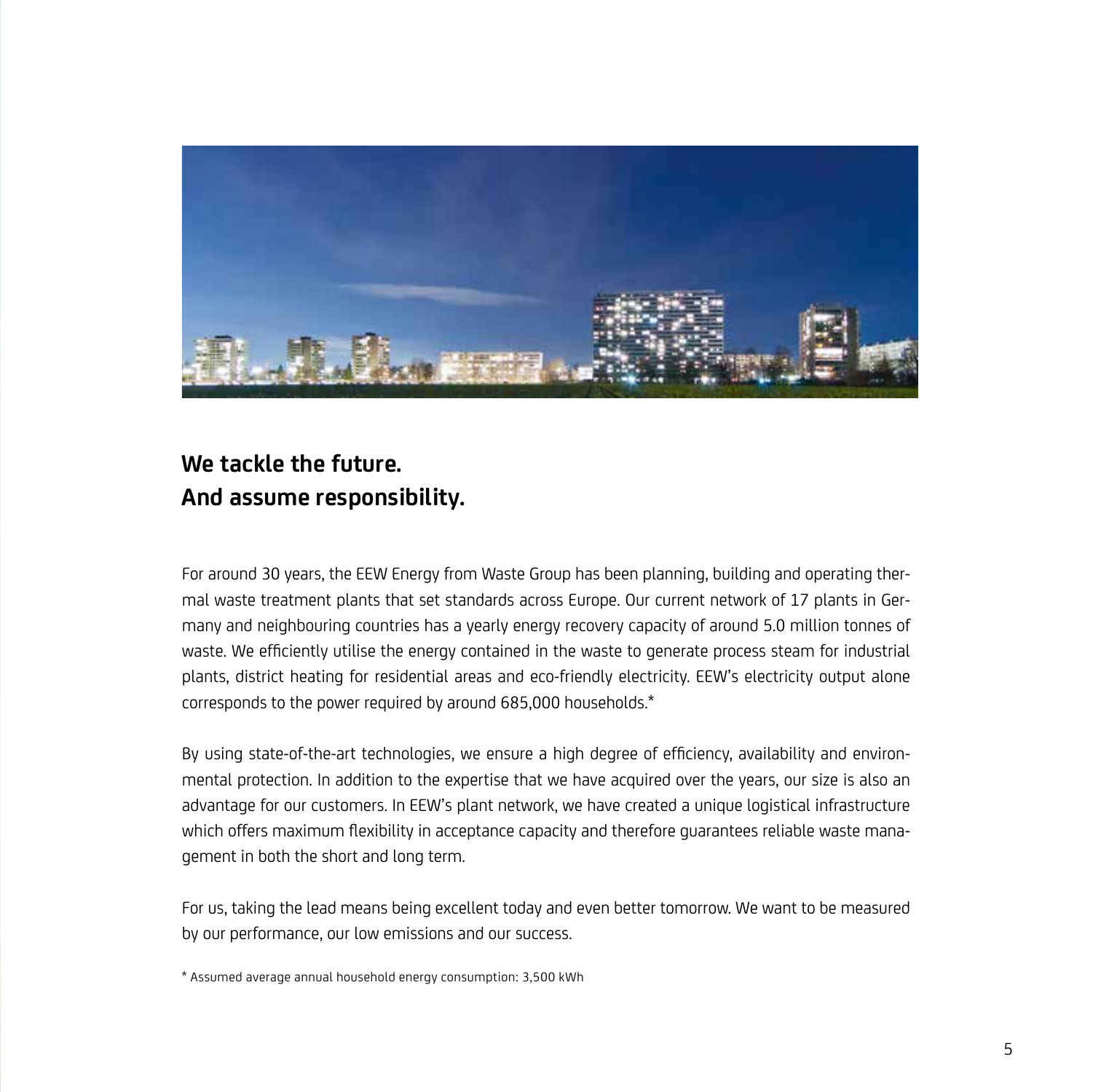## We tackle the future.
## And assume responsibility.

For around 30 years, the EEW Energy from Waste Group has been planning, building and operating thermal waste treatment plants that set standards across Europe. Our current network of 17 plants in Germany and neighbouring countries has a yearly energy recovery capacity of around 5.0 million tonnes of waste. We efficiently utilise the energy contained in the waste to generate process steam for industrial plants, district heating for residential areas and eco-friendly electricity. EEW's electricity output alone corresponds to the power required by around 685,000 households.*

By using state-of-the-art technologies, we ensure a high degree of efficiency, availability and environmental protection. In addition to the expertise that we have acquired over the years, our size is also an advantage for our customers. In EEW's plant network, we have created a unique logistical infrastructure which offers maximum flexibility in acceptance capacity and therefore guarantees reliable waste management in both the short and long term.

For us, taking the lead means being excellent today and even better tomorrow. We want to be measured by our performance, our low emissions and our success.

* Assumed average annual household energy consumption: 3,500 kWh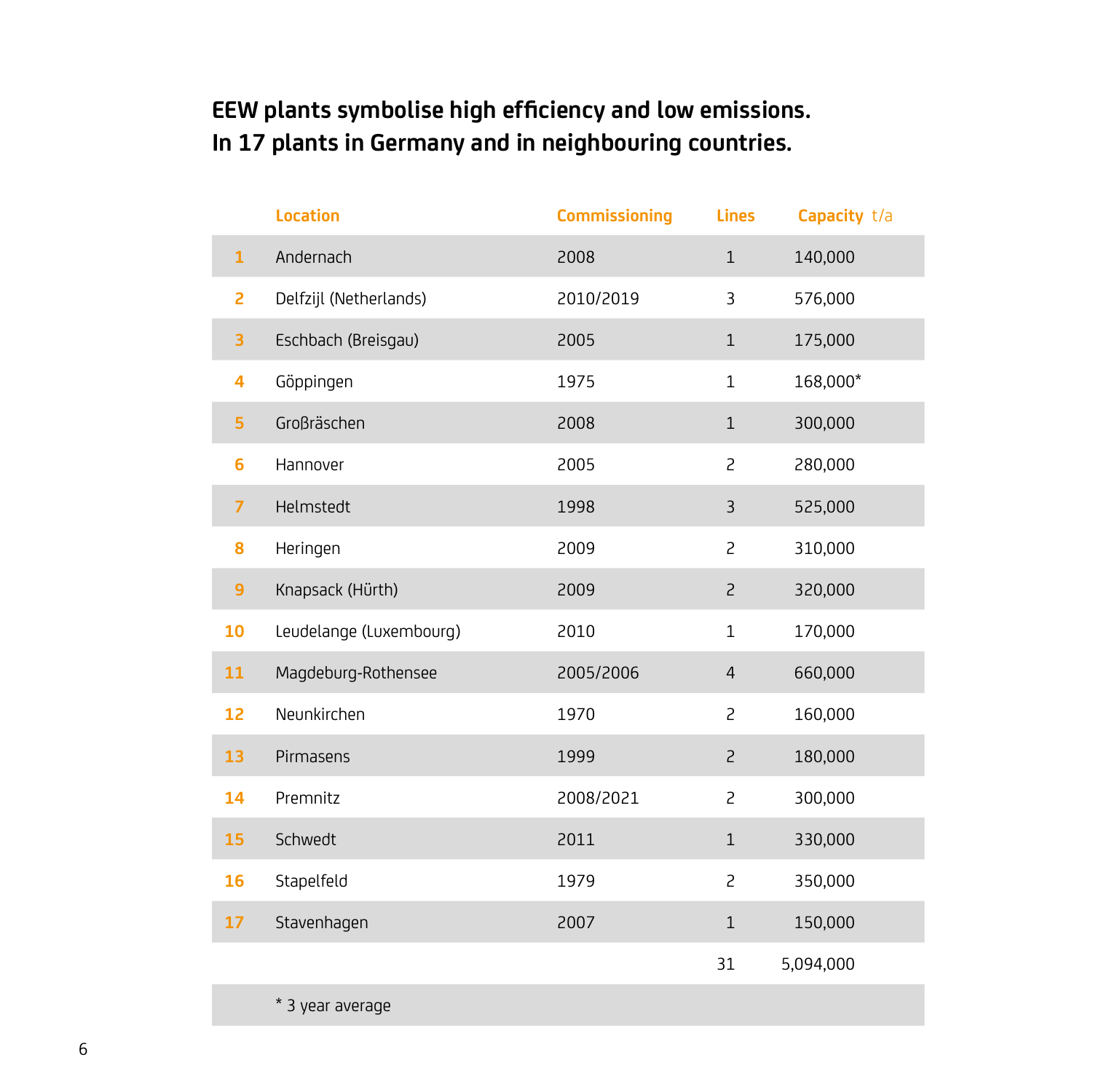**EEW plants symbolise high efficiency and low emissions.
In 17 plants in Germany and in neighbouring countries.**

| | Location | Commissioning | Lines | Capacity t/a |
|---|---|---|---|---|
| 1 | Andernach | 2008 | 1 | 140,000 |
| 2 | Delfzijl (Netherlands) | 2010/2019 | 3 | 576,000 |
| 3 | Eschbach (Breisgau) | 2005 | 1 | 175,000 |
| 4 | Göppingen | 1975 | 1 | 168,000* |
| 5 | Großräschen | 2008 | 1 | 300,000 |
| 6 | Hannover | 2005 | 2 | 280,000 |
| 7 | Helmstedt | 1998 | 3 | 525,000 |
| 8 | Heringen | 2009 | 2 | 310,000 |
| 9 | Knapsack (Hürth) | 2009 | 2 | 320,000 |
| 10 | Leudelange (Luxembourg) | 2010 | 1 | 170,000 |
| 11 | Magdeburg-Rothensee | 2005/2006 | 4 | 660,000 |
| 12 | Neunkirchen | 1970 | 2 | 160,000 |
| 13 | Pirmasens | 1999 | 2 | 180,000 |
| 14 | Premnitz | 2008/2021 | 2 | 300,000 |
| 15 | Schwedt | 2011 | 1 | 330,000 |
| 16 | Stapelfeld | 1979 | 2 | 350,000 |
| 17 | Stavenhagen | 2007 | 1 | 150,000 |
| | | | 31 | 5,094,000 |

* 3 year average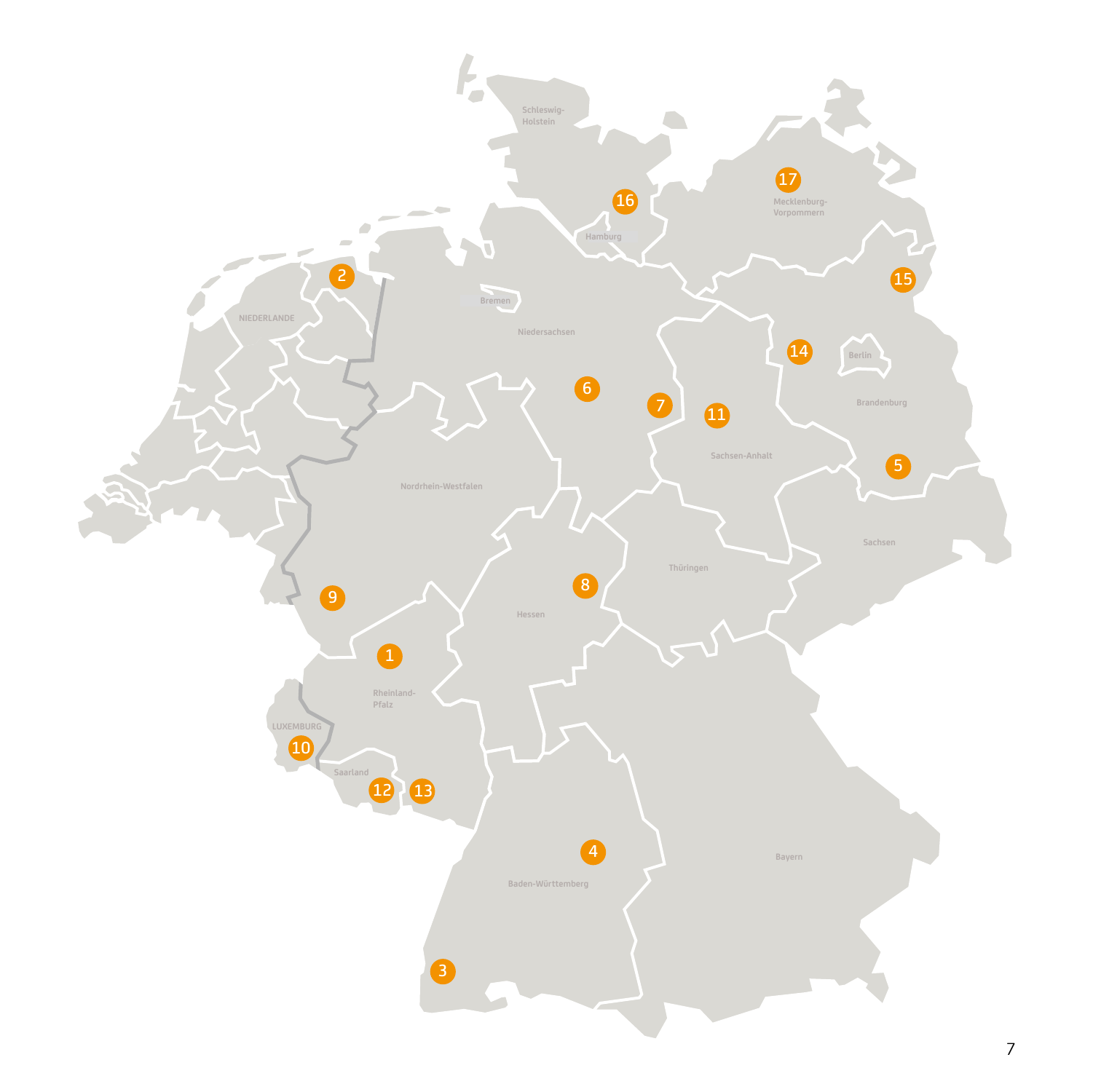Schleswig-Holstein

16

17

Mecklenburg-Vorpommern

Hamburg

2

Bremen

15

NIEDERLANDE

Niedersachsen

14

Berlin

6

7

11

Brandenburg

Sachsen-Anhalt

5

Nordrhein-Westfalen

Sachsen

Thüringen

8

9

Hessen

1

Rheinland-Pfalz

LUXEMBURG

10

Saarland

12

13

4

Bayern

Baden-Württemberg

3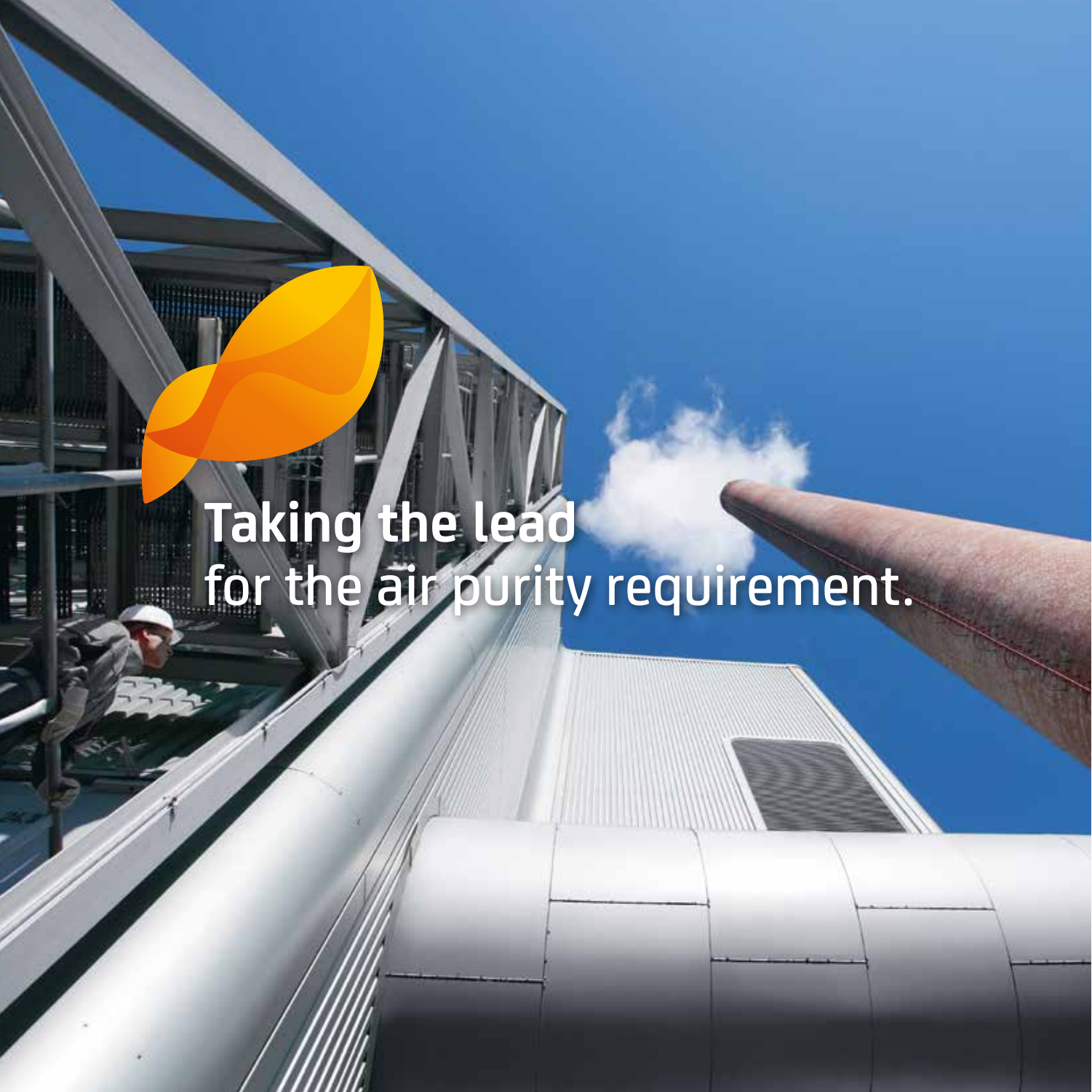**Taking the lead**
for the air purity requirement.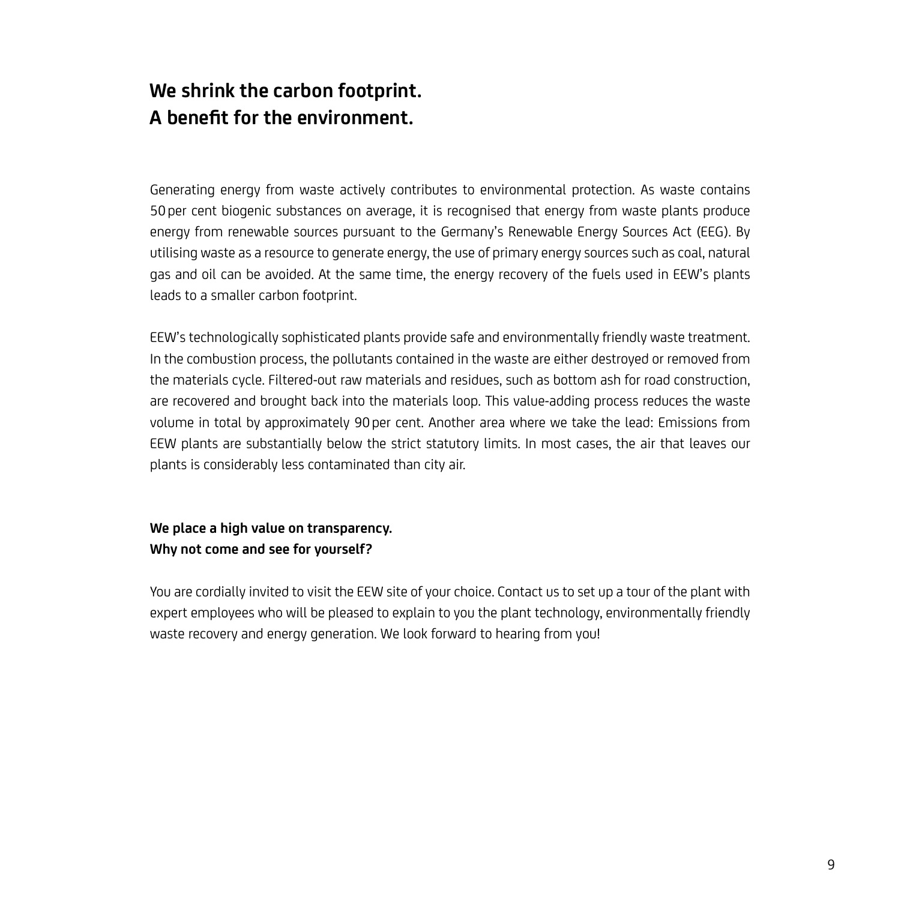## We shrink the carbon footprint.
## A benefit for the environment.

Generating energy from waste actively contributes to environmental protection. As waste contains 50 per cent biogenic substances on average, it is recognised that energy from waste plants produce energy from renewable sources pursuant to the Germany's Renewable Energy Sources Act (EEG). By utilising waste as a resource to generate energy, the use of primary energy sources such as coal, natural gas and oil can be avoided. At the same time, the energy recovery of the fuels used in EEW's plants leads to a smaller carbon footprint.

EEW's technologically sophisticated plants provide safe and environmentally friendly waste treatment. In the combustion process, the pollutants contained in the waste are either destroyed or removed from the materials cycle. Filtered-out raw materials and residues, such as bottom ash for road construction, are recovered and brought back into the materials loop. This value-adding process reduces the waste volume in total by approximately 90 per cent. Another area where we take the lead: Emissions from EEW plants are substantially below the strict statutory limits. In most cases, the air that leaves our plants is considerably less contaminated than city air.

### We place a high value on transparency.
### Why not come and see for yourself?

You are cordially invited to visit the EEW site of your choice. Contact us to set up a tour of the plant with expert employees who will be pleased to explain to you the plant technology, environmentally friendly waste recovery and energy generation. We look forward to hearing from you!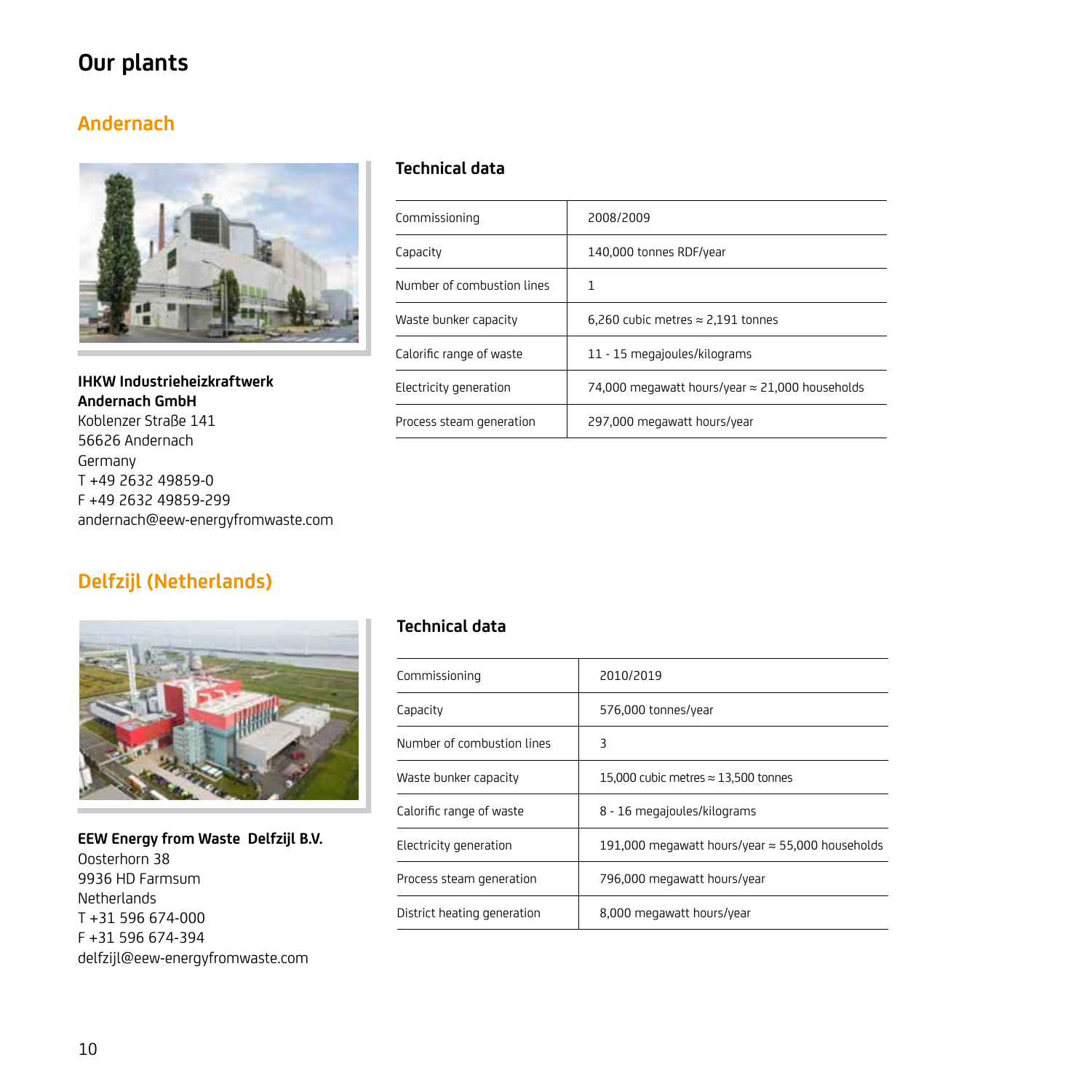# Our plants

## Andernach

**IHKW Industrieheizkraftwerk Andernach GmbH**
Koblenzer Straße 141
56626 Andernach
Germany
T +49 2632 49859-0
F +49 2632 49859-299
andernach@eew-energyfromwaste.com

### Technical data

| | |
|---|---|
| Commissioning | 2008/2009 |
| Capacity | 140,000 tonnes RDF/year |
| Number of combustion lines | 1 |
| Waste bunker capacity | 6,260 cubic metres ≈ 2,191 tonnes |
| Calorific range of waste | 11 - 15 megajoules/kilograms |
| Electricity generation | 74,000 megawatt hours/year ≈ 21,000 households |
| Process steam generation | 297,000 megawatt hours/year |

## Delfzijl (Netherlands)

**EEW Energy from Waste Delfzijl B.V.**
Oosterhorn 38
9936 HD Farmsum
Netherlands
T +31 596 674-000
F +31 596 674-394
delfzijl@eew-energyfromwaste.com

### Technical data

| | |
|---|---|
| Commissioning | 2010/2019 |
| Capacity | 576,000 tonnes/year |
| Number of combustion lines | 3 |
| Waste bunker capacity | 15,000 cubic metres ≈ 13,500 tonnes |
| Calorific range of waste | 8 - 16 megajoules/kilograms |
| Electricity generation | 191,000 megawatt hours/year ≈ 55,000 households |
| Process steam generation | 796,000 megawatt hours/year |
| District heating generation | 8,000 megawatt hours/year |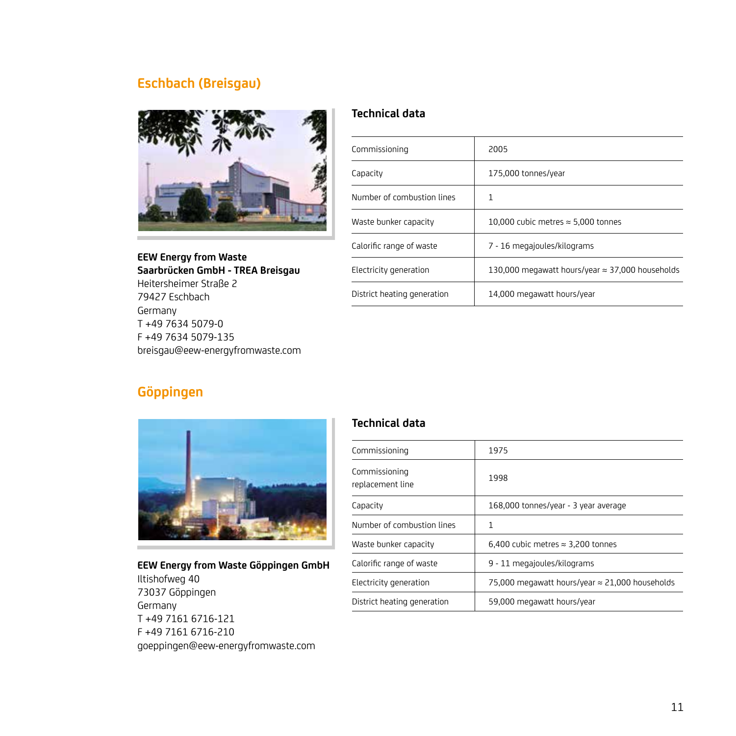## Eschbach (Breisgau)

**EEW Energy from Waste Saarbrücken GmbH - TREA Breisgau**
Heitersheimer Straße 2
79427 Eschbach
Germany
T +49 7634 5079-0
F +49 7634 5079-135
breisgau@eew-energyfromwaste.com

### Technical data

| | |
|---|---|
| Commissioning | 2005 |
| Capacity | 175,000 tonnes/year |
| Number of combustion lines | 1 |
| Waste bunker capacity | 10,000 cubic metres ≈ 5,000 tonnes |
| Calorific range of waste | 7 - 16 megajoules/kilograms |
| Electricity generation | 130,000 megawatt hours/year ≈ 37,000 households |
| District heating generation | 14,000 megawatt hours/year |

## Göppingen

**EEW Energy from Waste Göppingen GmbH**
Iltishofweg 40
73037 Göppingen
Germany
T +49 7161 6716-121
F +49 7161 6716-210
goeppingen@eew-energyfromwaste.com

### Technical data

| | |
|---|---|
| Commissioning | 1975 |
| Commissioning replacement line | 1998 |
| Capacity | 168,000 tonnes/year - 3 year average |
| Number of combustion lines | 1 |
| Waste bunker capacity | 6,400 cubic metres ≈ 3,200 tonnes |
| Calorific range of waste | 9 - 11 megajoules/kilograms |
| Electricity generation | 75,000 megawatt hours/year ≈ 21,000 households |
| District heating generation | 59,000 megawatt hours/year |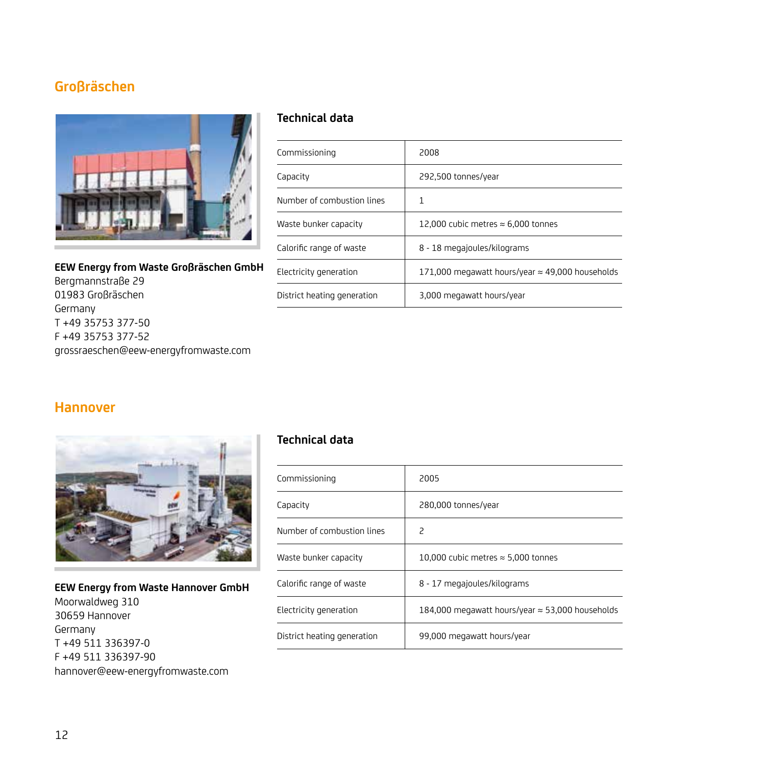## Großräschen

**EEW Energy from Waste Großräschen GmbH**
Bergmannstraße 29
01983 Großräschen
Germany
T +49 35753 377-50
F +49 35753 377-52
grossraeschen@eew-energyfromwaste.com

### Technical data

| | |
|---|---|
| Commissioning | 2008 |
| Capacity | 292,500 tonnes/year |
| Number of combustion lines | 1 |
| Waste bunker capacity | 12,000 cubic metres ≈ 6,000 tonnes |
| Calorific range of waste | 8 - 18 megajoules/kilograms |
| Electricity generation | 171,000 megawatt hours/year ≈ 49,000 households |
| District heating generation | 3,000 megawatt hours/year |

## Hannover

**EEW Energy from Waste Hannover GmbH**
Moorwaldweg 310
30659 Hannover
Germany
T +49 511 336397-0
F +49 511 336397-90
hannover@eew-energyfromwaste.com

### Technical data

| | |
|---|---|
| Commissioning | 2005 |
| Capacity | 280,000 tonnes/year |
| Number of combustion lines | 2 |
| Waste bunker capacity | 10,000 cubic metres ≈ 5,000 tonnes |
| Calorific range of waste | 8 - 17 megajoules/kilograms |
| Electricity generation | 184,000 megawatt hours/year ≈ 53,000 households |
| District heating generation | 99,000 megawatt hours/year |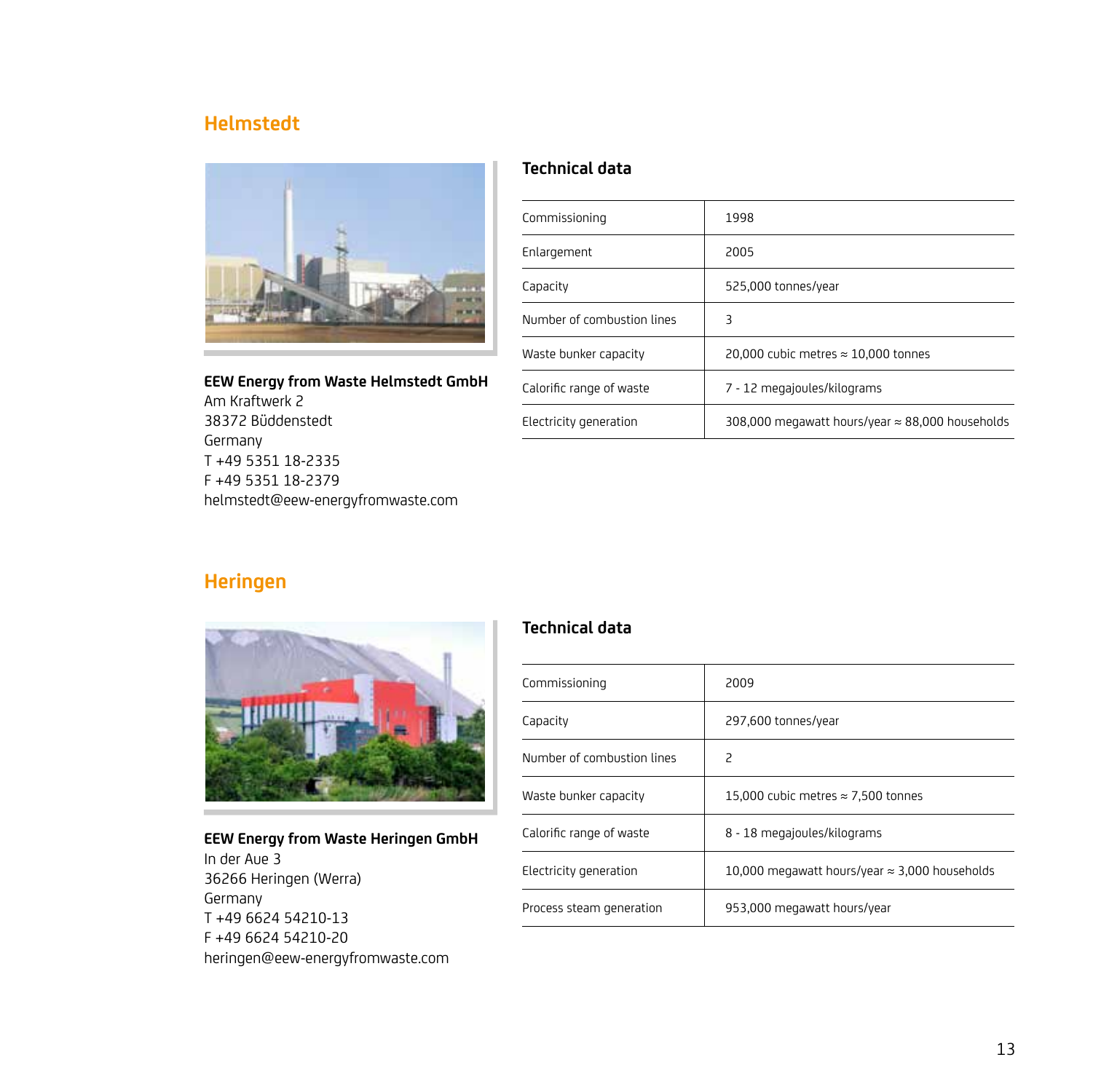## Helmstedt

**EEW Energy from Waste Helmstedt GmbH**
Am Kraftwerk 2
38372 Büddenstedt
Germany
T +49 5351 18-2335
F +49 5351 18-2379
helmstedt@eew-energyfromwaste.com

### Technical data

| | |
|---|---|
| Commissioning | 1998 |
| Enlargement | 2005 |
| Capacity | 525,000 tonnes/year |
| Number of combustion lines | 3 |
| Waste bunker capacity | 20,000 cubic metres ≈ 10,000 tonnes |
| Calorific range of waste | 7 - 12 megajoules/kilograms |
| Electricity generation | 308,000 megawatt hours/year ≈ 88,000 households |

## Heringen

**EEW Energy from Waste Heringen GmbH**
In der Aue 3
36266 Heringen (Werra)
Germany
T +49 6624 54210-13
F +49 6624 54210-20
heringen@eew-energyfromwaste.com

### Technical data

| | |
|---|---|
| Commissioning | 2009 |
| Capacity | 297,600 tonnes/year |
| Number of combustion lines | 2 |
| Waste bunker capacity | 15,000 cubic metres ≈ 7,500 tonnes |
| Calorific range of waste | 8 - 18 megajoules/kilograms |
| Electricity generation | 10,000 megawatt hours/year ≈ 3,000 households |
| Process steam generation | 953,000 megawatt hours/year |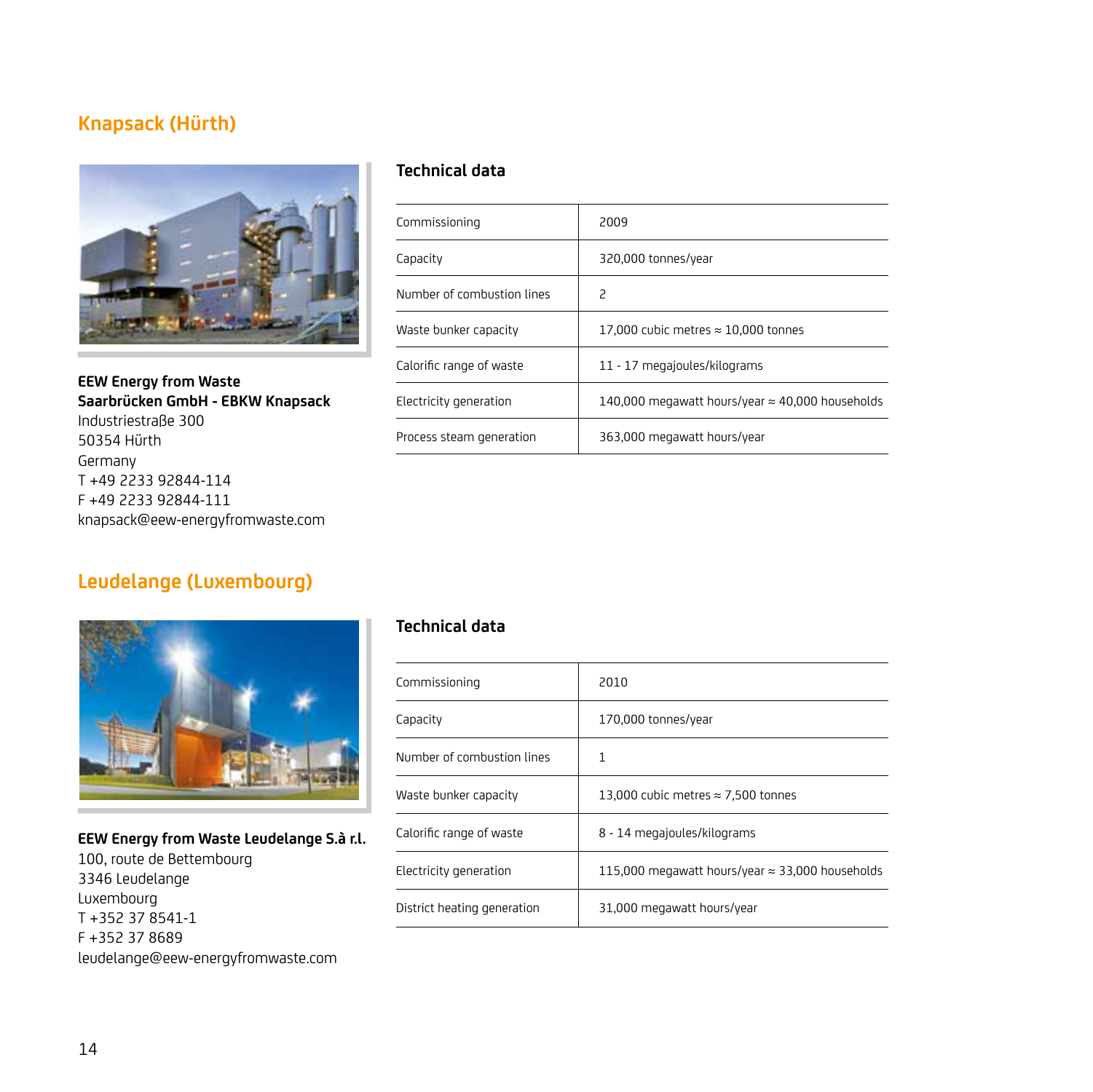## Knapsack (Hürth)

**EEW Energy from Waste Saarbrücken GmbH - EBKW Knapsack**
Industriestraße 300
50354 Hürth
Germany
T +49 2233 92844-114
F +49 2233 92844-111
knapsack@eew-energyfromwaste.com

### Technical data

| | |
|---|---|
| Commissioning | 2009 |
| Capacity | 320,000 tonnes/year |
| Number of combustion lines | 2 |
| Waste bunker capacity | 17,000 cubic metres ≈ 10,000 tonnes |
| Calorific range of waste | 11 - 17 megajoules/kilograms |
| Electricity generation | 140,000 megawatt hours/year ≈ 40,000 households |
| Process steam generation | 363,000 megawatt hours/year |

## Leudelange (Luxembourg)

**EEW Energy from Waste Leudelange S.à r.l.**
100, route de Bettembourg
3346 Leudelange
Luxembourg
T +352 37 8541-1
F +352 37 8689
leudelange@eew-energyfromwaste.com

### Technical data

| | |
|---|---|
| Commissioning | 2010 |
| Capacity | 170,000 tonnes/year |
| Number of combustion lines | 1 |
| Waste bunker capacity | 13,000 cubic metres ≈ 7,500 tonnes |
| Calorific range of waste | 8 - 14 megajoules/kilograms |
| Electricity generation | 115,000 megawatt hours/year ≈ 33,000 households |
| District heating generation | 31,000 megawatt hours/year |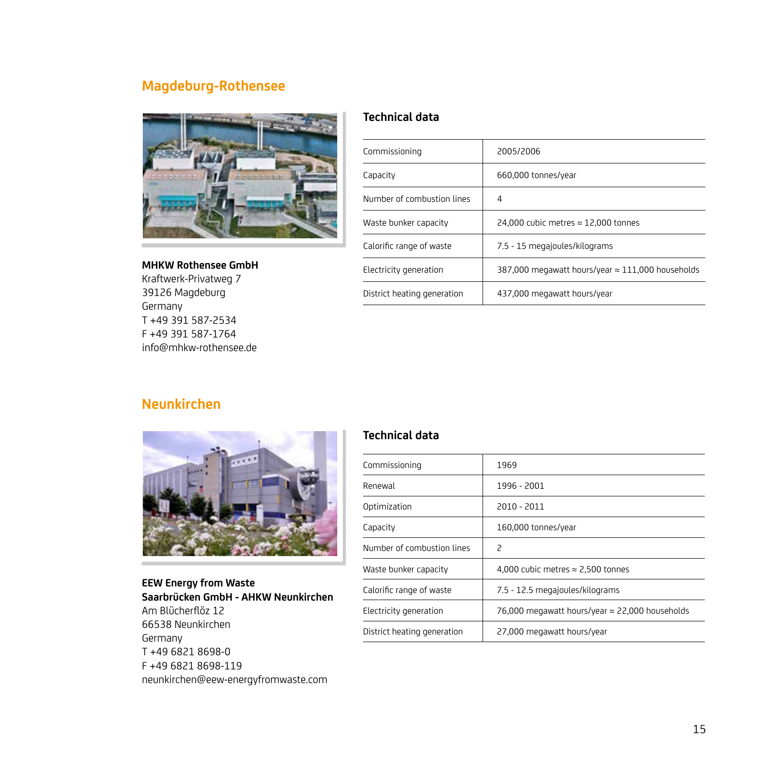## Magdeburg-Rothensee

**MHKW Rothensee GmbH**
Kraftwerk-Privatweg 7
39126 Magdeburg
Germany
T +49 391 587-2534
F +49 391 587-1764
info@mhkw-rothensee.de

### Technical data

| | |
|---|---|
| Commissioning | 2005/2006 |
| Capacity | 660,000 tonnes/year |
| Number of combustion lines | 4 |
| Waste bunker capacity | 24,000 cubic metres ≈ 12,000 tonnes |
| Calorific range of waste | 7.5 - 15 megajoules/kilograms |
| Electricity generation | 387,000 megawatt hours/year ≈ 111,000 households |
| District heating generation | 437,000 megawatt hours/year |

## Neunkirchen

**EEW Energy from Waste Saarbrücken GmbH - AHKW Neunkirchen**
Am Blücherflöz 12
66538 Neunkirchen
Germany
T +49 6821 8698-0
F +49 6821 8698-119
neunkirchen@eew-energyfromwaste.com

### Technical data

| | |
|---|---|
| Commissioning | 1969 |
| Renewal | 1996 - 2001 |
| Optimization | 2010 - 2011 |
| Capacity | 160,000 tonnes/year |
| Number of combustion lines | 2 |
| Waste bunker capacity | 4,000 cubic metres ≈ 2,500 tonnes |
| Calorific range of waste | 7.5 - 12.5 megajoules/kilograms |
| Electricity generation | 76,000 megawatt hours/year ≈ 22,000 households |
| District heating generation | 27,000 megawatt hours/year |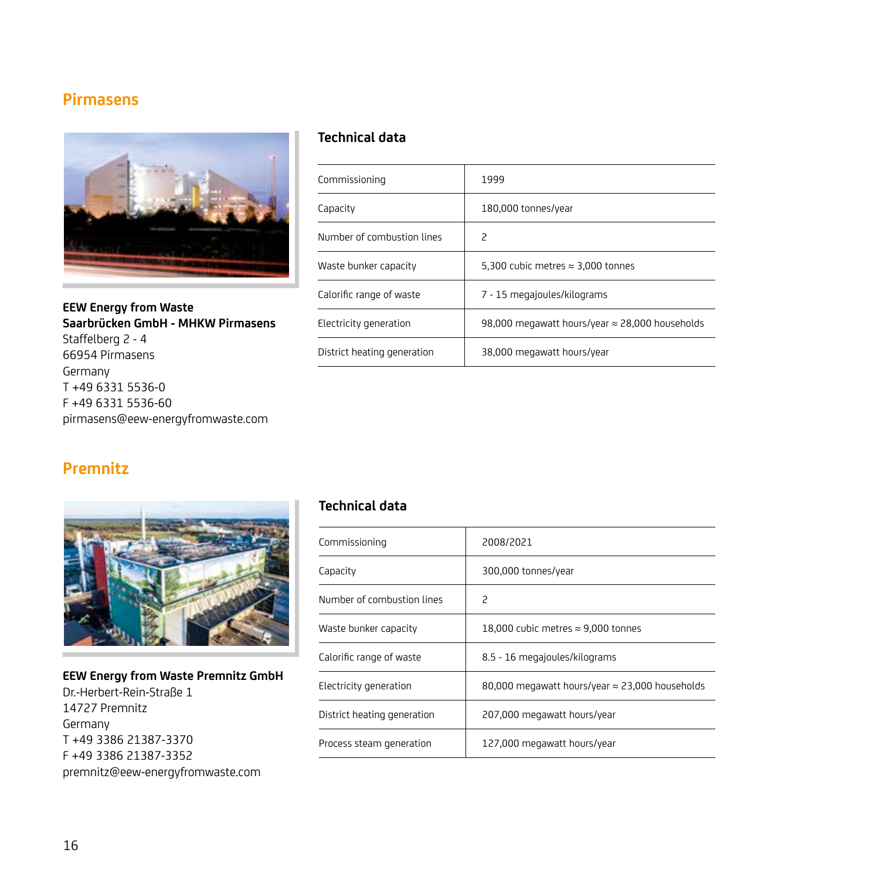## Pirmasens

**EEW Energy from Waste Saarbrücken GmbH - MHKW Pirmasens**
Staffelberg 2 - 4
66954 Pirmasens
Germany
T +49 6331 5536-0
F +49 6331 5536-60
pirmasens@eew-energyfromwaste.com

### Technical data

| | |
|---|---|
| Commissioning | 1999 |
| Capacity | 180,000 tonnes/year |
| Number of combustion lines | 2 |
| Waste bunker capacity | 5,300 cubic metres ≈ 3,000 tonnes |
| Calorific range of waste | 7 - 15 megajoules/kilograms |
| Electricity generation | 98,000 megawatt hours/year ≈ 28,000 households |
| District heating generation | 38,000 megawatt hours/year |

## Premnitz

**EEW Energy from Waste Premnitz GmbH**
Dr.-Herbert-Rein-Straße 1
14727 Premnitz
Germany
T +49 3386 21387-3370
F +49 3386 21387-3352
premnitz@eew-energyfromwaste.com

### Technical data

| | |
|---|---|
| Commissioning | 2008/2021 |
| Capacity | 300,000 tonnes/year |
| Number of combustion lines | 2 |
| Waste bunker capacity | 18,000 cubic metres ≈ 9,000 tonnes |
| Calorific range of waste | 8.5 - 16 megajoules/kilograms |
| Electricity generation | 80,000 megawatt hours/year ≈ 23,000 households |
| District heating generation | 207,000 megawatt hours/year |
| Process steam generation | 127,000 megawatt hours/year |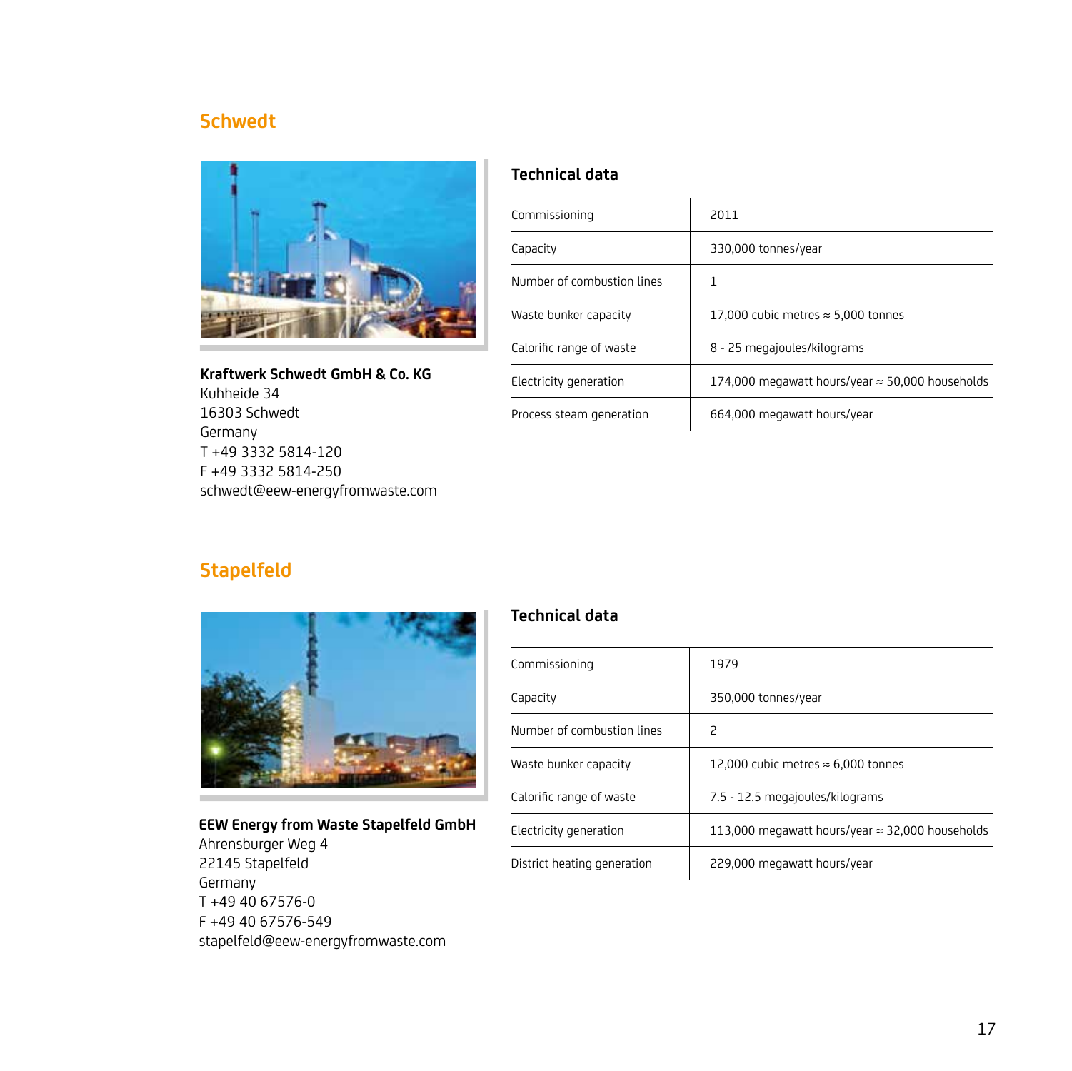## Schwedt

**Kraftwerk Schwedt GmbH & Co. KG**
Kuhheide 34
16303 Schwedt
Germany
T +49 3332 5814-120
F +49 3332 5814-250
schwedt@eew-energyfromwaste.com

### Technical data

| | |
|---|---|
| Commissioning | 2011 |
| Capacity | 330,000 tonnes/year |
| Number of combustion lines | 1 |
| Waste bunker capacity | 17,000 cubic metres ≈ 5,000 tonnes |
| Calorific range of waste | 8 - 25 megajoules/kilograms |
| Electricity generation | 174,000 megawatt hours/year ≈ 50,000 households |
| Process steam generation | 664,000 megawatt hours/year |

## Stapelfeld

**EEW Energy from Waste Stapelfeld GmbH**
Ahrensburger Weg 4
22145 Stapelfeld
Germany
T +49 40 67576-0
F +49 40 67576-549
stapelfeld@eew-energyfromwaste.com

### Technical data

| | |
|---|---|
| Commissioning | 1979 |
| Capacity | 350,000 tonnes/year |
| Number of combustion lines | 2 |
| Waste bunker capacity | 12,000 cubic metres ≈ 6,000 tonnes |
| Calorific range of waste | 7.5 - 12.5 megajoules/kilograms |
| Electricity generation | 113,000 megawatt hours/year ≈ 32,000 households |
| District heating generation | 229,000 megawatt hours/year |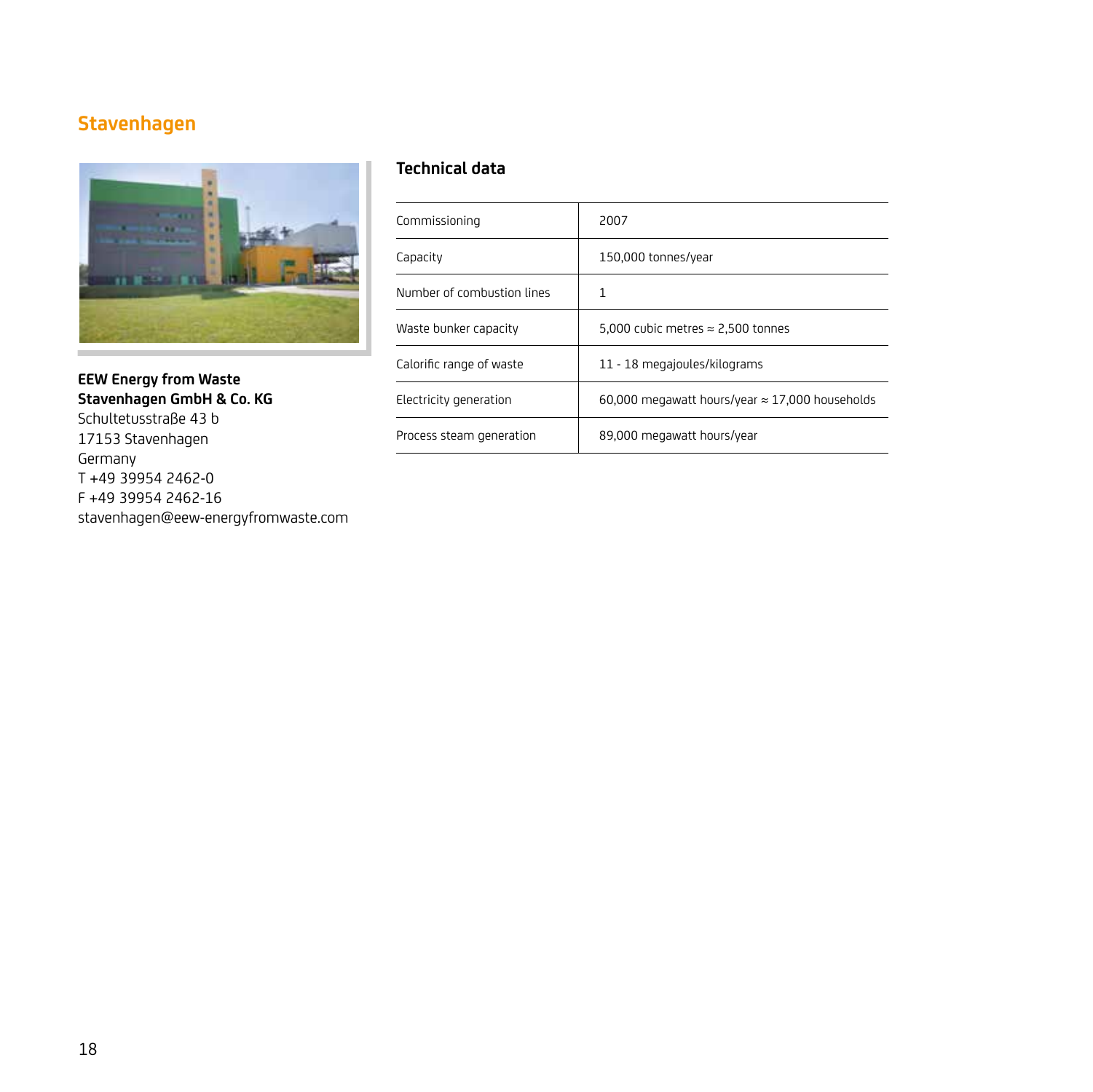# Stavenhagen

**EEW Energy from Waste Stavenhagen GmbH & Co. KG**
Schultetusstraße 43 b
17153 Stavenhagen
Germany
T +49 39954 2462-0
F +49 39954 2462-16
stavenhagen@eew-energyfromwaste.com

## Technical data

| | |
|---|---|
| Commissioning | 2007 |
| Capacity | 150,000 tonnes/year |
| Number of combustion lines | 1 |
| Waste bunker capacity | 5,000 cubic metres ≈ 2,500 tonnes |
| Calorific range of waste | 11 - 18 megajoules/kilograms |
| Electricity generation | 60,000 megawatt hours/year ≈ 17,000 households |
| Process steam generation | 89,000 megawatt hours/year |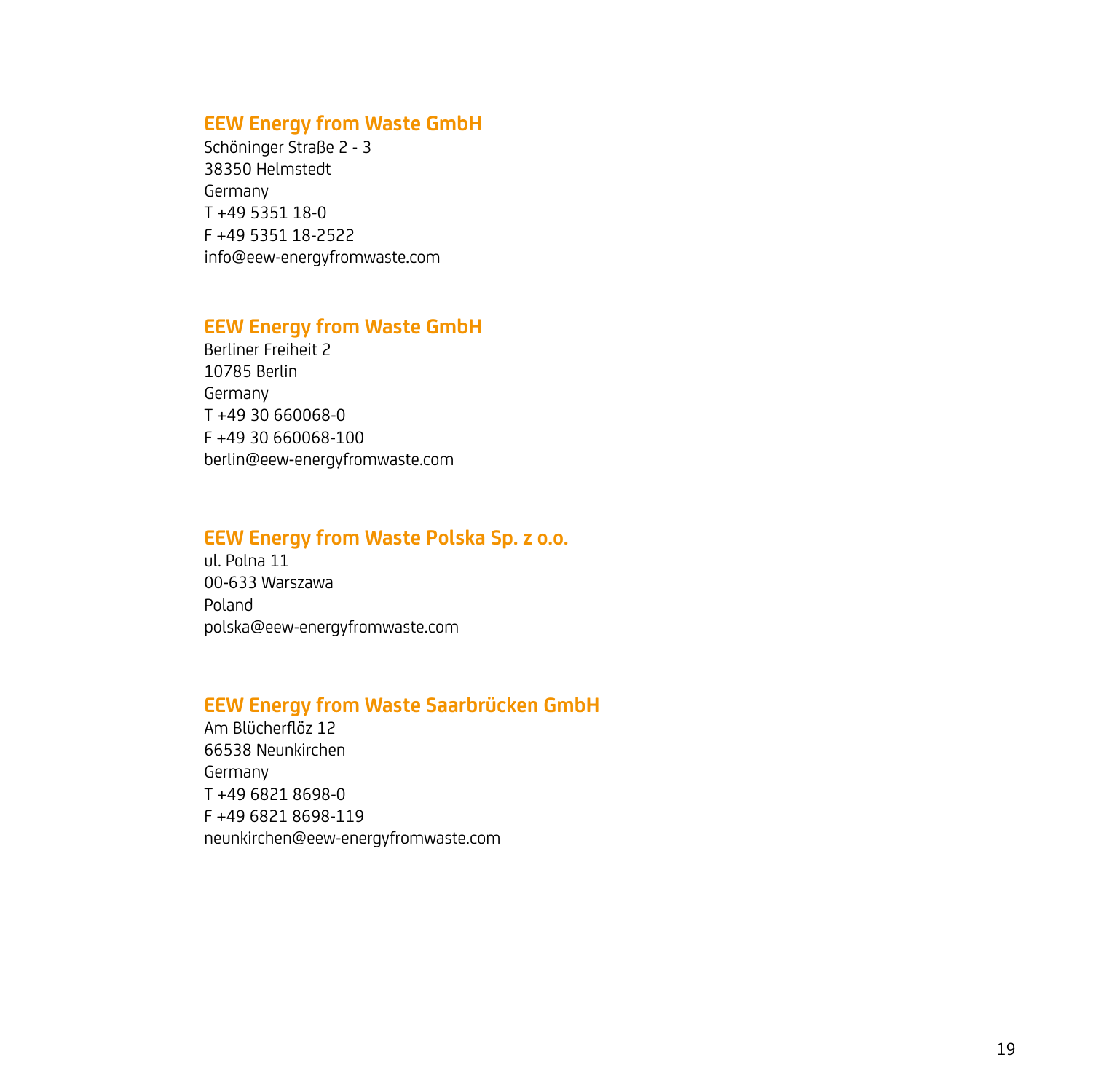**EEW Energy from Waste GmbH**
Schöninger Straße 2 - 3
38350 Helmstedt
Germany
T +49 5351 18-0
F +49 5351 18-2522
info@eew-energyfromwaste.com

**EEW Energy from Waste GmbH**
Berliner Freiheit 2
10785 Berlin
Germany
T +49 30 660068-0
F +49 30 660068-100
berlin@eew-energyfromwaste.com

**EEW Energy from Waste Polska Sp. z o.o.**
ul. Polna 11
00-633 Warszawa
Poland
polska@eew-energyfromwaste.com

**EEW Energy from Waste Saarbrücken GmbH**
Am Blücherflöz 12
66538 Neunkirchen
Germany
T +49 6821 8698-0
F +49 6821 8698-119
neunkirchen@eew-energyfromwaste.com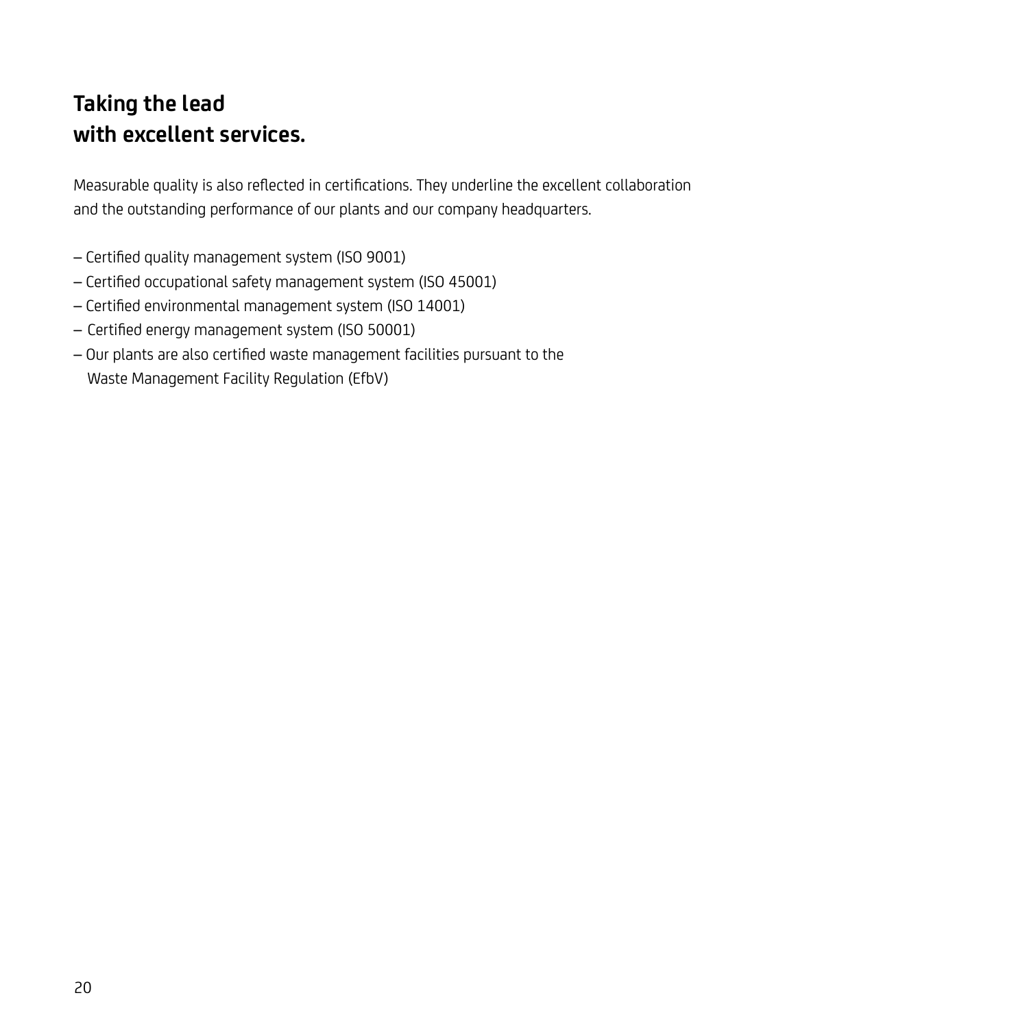## Taking the lead with excellent services.

Measurable quality is also reflected in certifications. They underline the excellent collaboration and the outstanding performance of our plants and our company headquarters.

- Certified quality management system (ISO 9001)
- Certified occupational safety management system (ISO 45001)
- Certified environmental management system (ISO 14001)
- Certified energy management system (ISO 50001)
- Our plants are also certified waste management facilities pursuant to the Waste Management Facility Regulation (EfbV)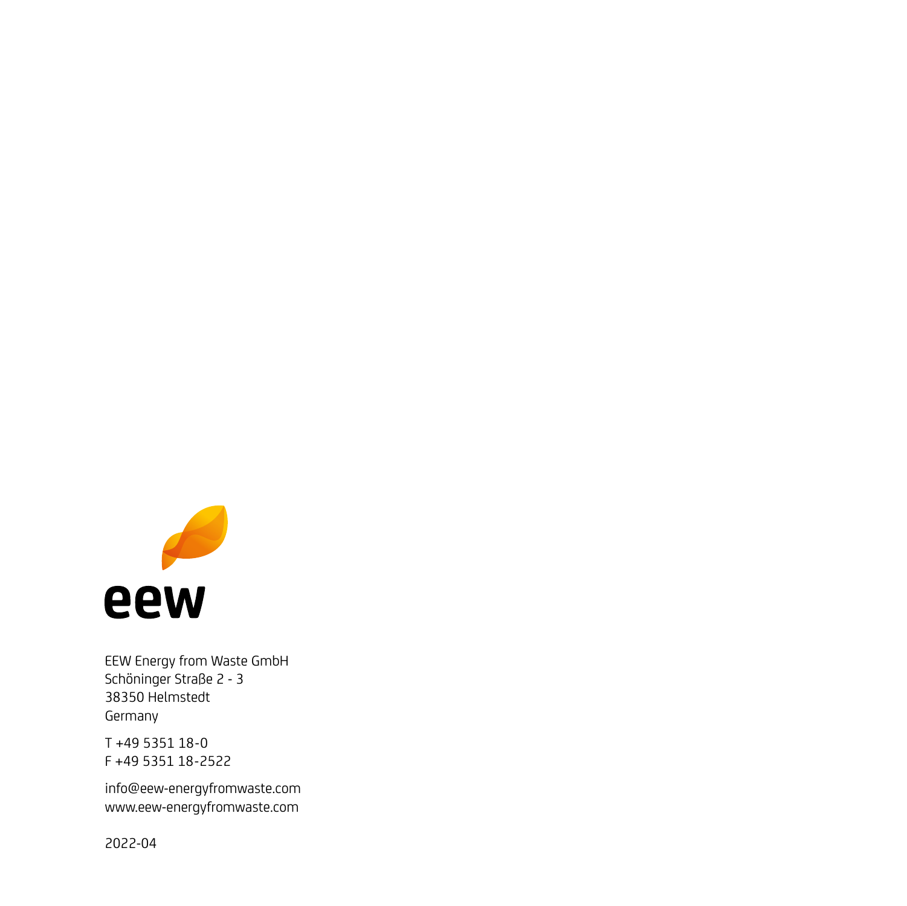eew

EEW Energy from Waste GmbH
Schöninger Straße 2 - 3
38350 Helmstedt
Germany

T +49 5351 18-0
F +49 5351 18-2522

info@eew-energyfromwaste.com
www.eew-energyfromwaste.com

2022-04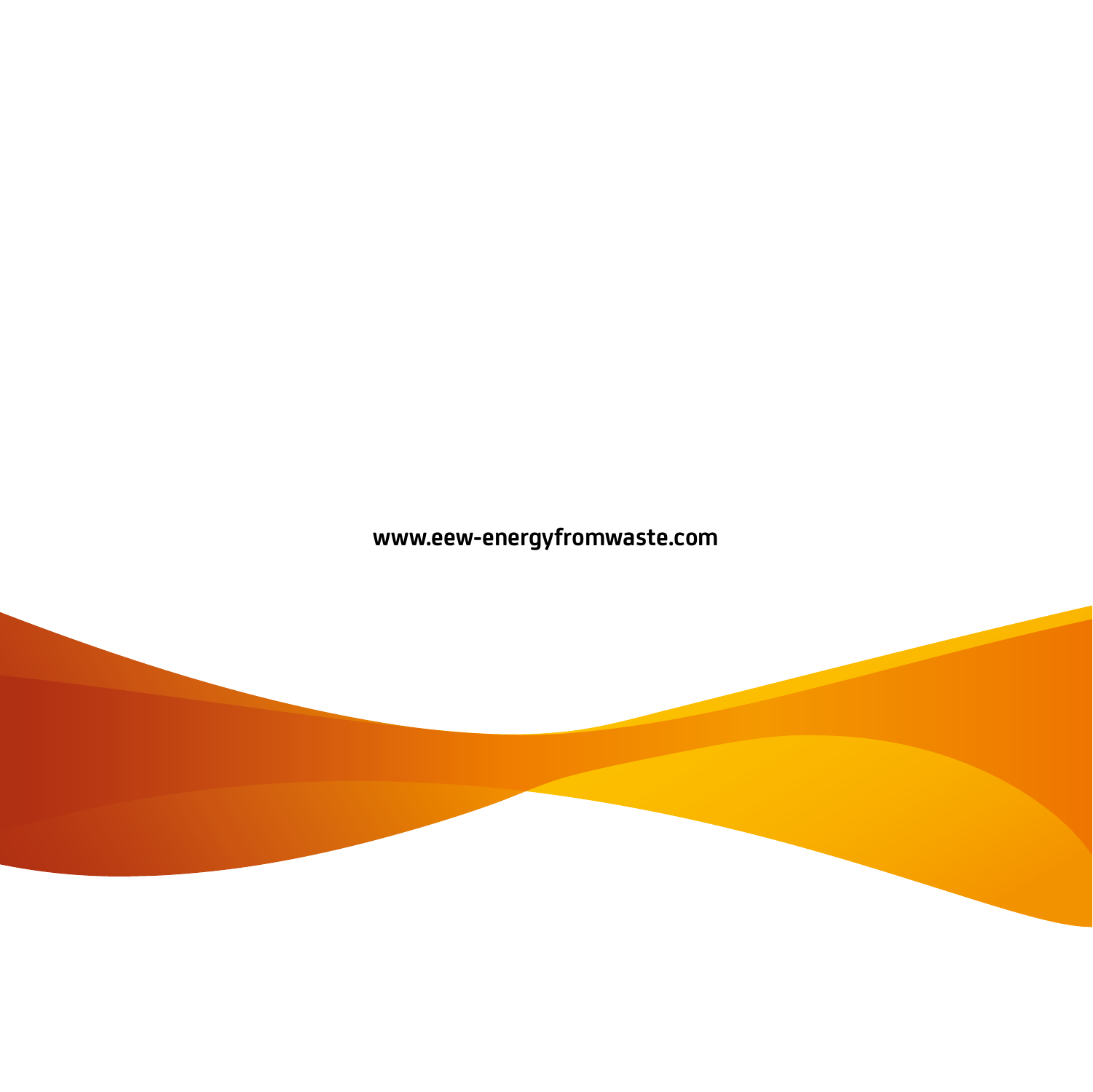**www.eew-energyfromwaste.com**